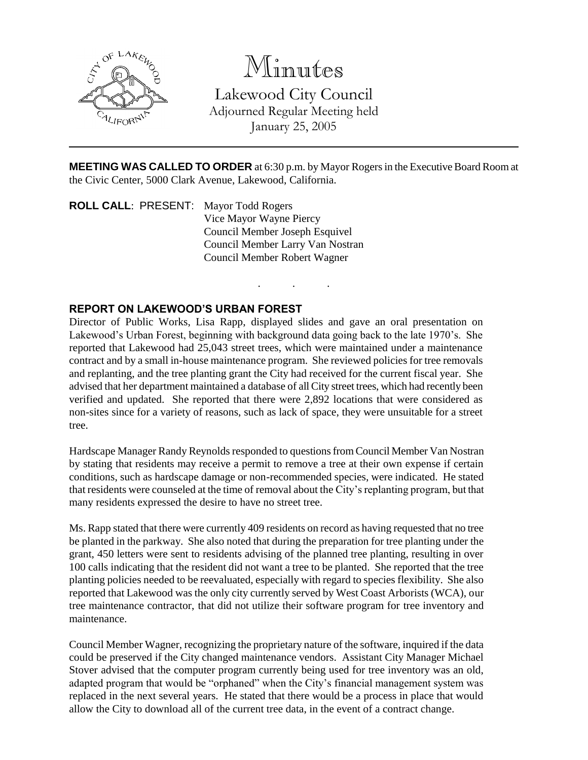# Minutes

Lakewood City Council
Adjourned Regular Meeting held
January 25, 2005

---

**MEETING WAS CALLED TO ORDER** at 6:30 p.m. by Mayor Rogers in the Executive Board Room at the Civic Center, 5000 Clark Avenue, Lakewood, California.

**ROLL CALL**: PRESENT: Mayor Todd Rogers
Vice Mayor Wayne Piercy
Council Member Joseph Esquivel
Council Member Larry Van Nostran
Council Member Robert Wagner

. . .

**REPORT ON LAKEWOOD'S URBAN FOREST**

Director of Public Works, Lisa Rapp, displayed slides and gave an oral presentation on Lakewood's Urban Forest, beginning with background data going back to the late 1970's. She reported that Lakewood had 25,043 street trees, which were maintained under a maintenance contract and by a small in-house maintenance program. She reviewed policies for tree removals and replanting, and the tree planting grant the City had received for the current fiscal year. She advised that her department maintained a database of all City street trees, which had recently been verified and updated. She reported that there were 2,892 locations that were considered as non-sites since for a variety of reasons, such as lack of space, they were unsuitable for a street tree.

Hardscape Manager Randy Reynolds responded to questions from Council Member Van Nostran by stating that residents may receive a permit to remove a tree at their own expense if certain conditions, such as hardscape damage or non-recommended species, were indicated. He stated that residents were counseled at the time of removal about the City's replanting program, but that many residents expressed the desire to have no street tree.

Ms. Rapp stated that there were currently 409 residents on record as having requested that no tree be planted in the parkway. She also noted that during the preparation for tree planting under the grant, 450 letters were sent to residents advising of the planned tree planting, resulting in over 100 calls indicating that the resident did not want a tree to be planted. She reported that the tree planting policies needed to be reevaluated, especially with regard to species flexibility. She also reported that Lakewood was the only city currently served by West Coast Arborists (WCA), our tree maintenance contractor, that did not utilize their software program for tree inventory and maintenance.

Council Member Wagner, recognizing the proprietary nature of the software, inquired if the data could be preserved if the City changed maintenance vendors. Assistant City Manager Michael Stover advised that the computer program currently being used for tree inventory was an old, adapted program that would be "orphaned" when the City's financial management system was replaced in the next several years. He stated that there would be a process in place that would allow the City to download all of the current tree data, in the event of a contract change.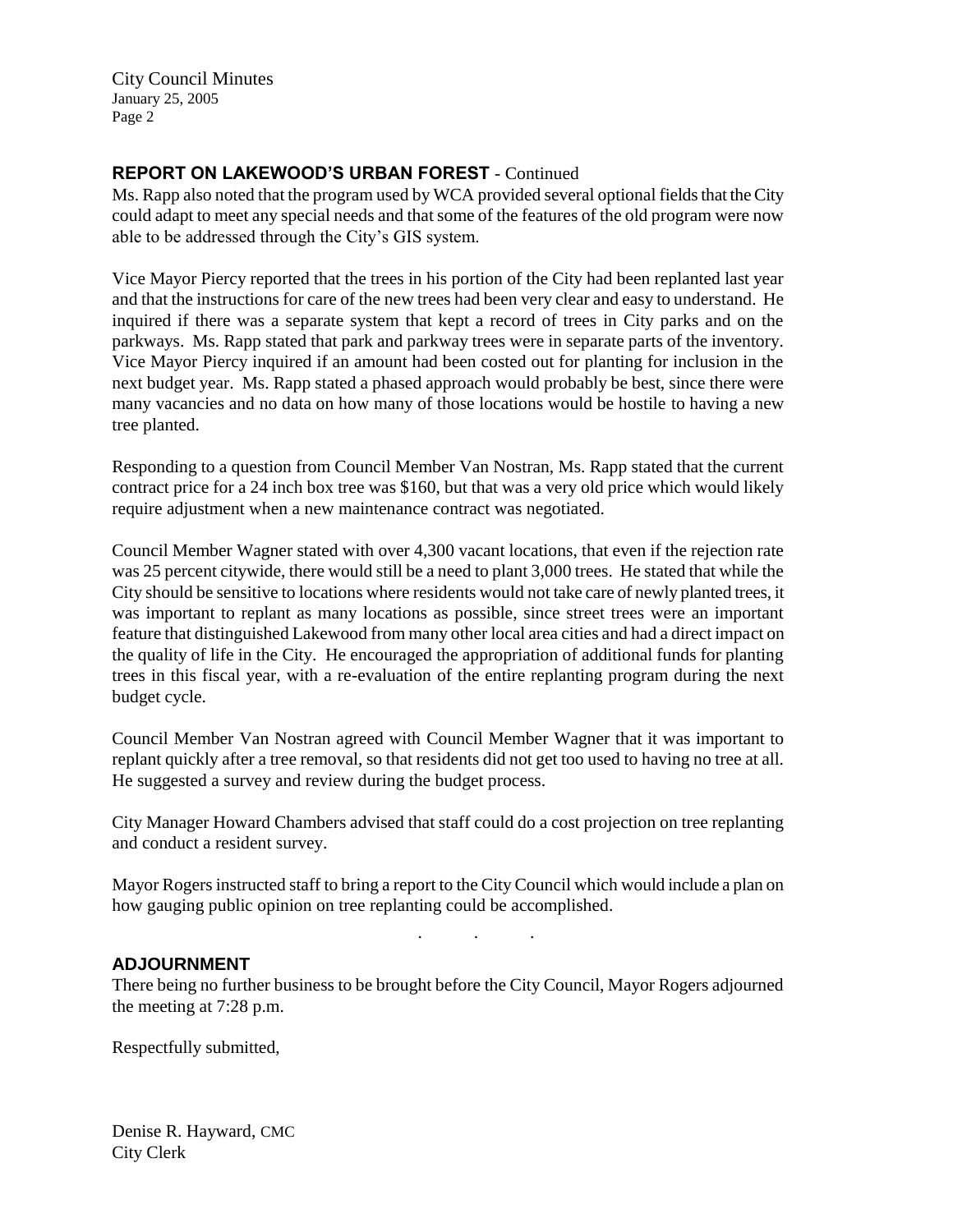## REPORT ON LAKEWOOD'S URBAN FOREST - Continued

Ms. Rapp also noted that the program used by WCA provided several optional fields that the City could adapt to meet any special needs and that some of the features of the old program were now able to be addressed through the City's GIS system.

Vice Mayor Piercy reported that the trees in his portion of the City had been replanted last year and that the instructions for care of the new trees had been very clear and easy to understand. He inquired if there was a separate system that kept a record of trees in City parks and on the parkways. Ms. Rapp stated that park and parkway trees were in separate parts of the inventory. Vice Mayor Piercy inquired if an amount had been costed out for planting for inclusion in the next budget year. Ms. Rapp stated a phased approach would probably be best, since there were many vacancies and no data on how many of those locations would be hostile to having a new tree planted.

Responding to a question from Council Member Van Nostran, Ms. Rapp stated that the current contract price for a 24 inch box tree was $160, but that was a very old price which would likely require adjustment when a new maintenance contract was negotiated.

Council Member Wagner stated with over 4,300 vacant locations, that even if the rejection rate was 25 percent citywide, there would still be a need to plant 3,000 trees. He stated that while the City should be sensitive to locations where residents would not take care of newly planted trees, it was important to replant as many locations as possible, since street trees were an important feature that distinguished Lakewood from many other local area cities and had a direct impact on the quality of life in the City. He encouraged the appropriation of additional funds for planting trees in this fiscal year, with a re-evaluation of the entire replanting program during the next budget cycle.

Council Member Van Nostran agreed with Council Member Wagner that it was important to replant quickly after a tree removal, so that residents did not get too used to having no tree at all. He suggested a survey and review during the budget process.

City Manager Howard Chambers advised that staff could do a cost projection on tree replanting and conduct a resident survey.

Mayor Rogers instructed staff to bring a report to the City Council which would include a plan on how gauging public opinion on tree replanting could be accomplished.

. . .

## ADJOURNMENT

There being no further business to be brought before the City Council, Mayor Rogers adjourned the meeting at 7:28 p.m.

Respectfully submitted,

Denise R. Hayward, CMC
City Clerk